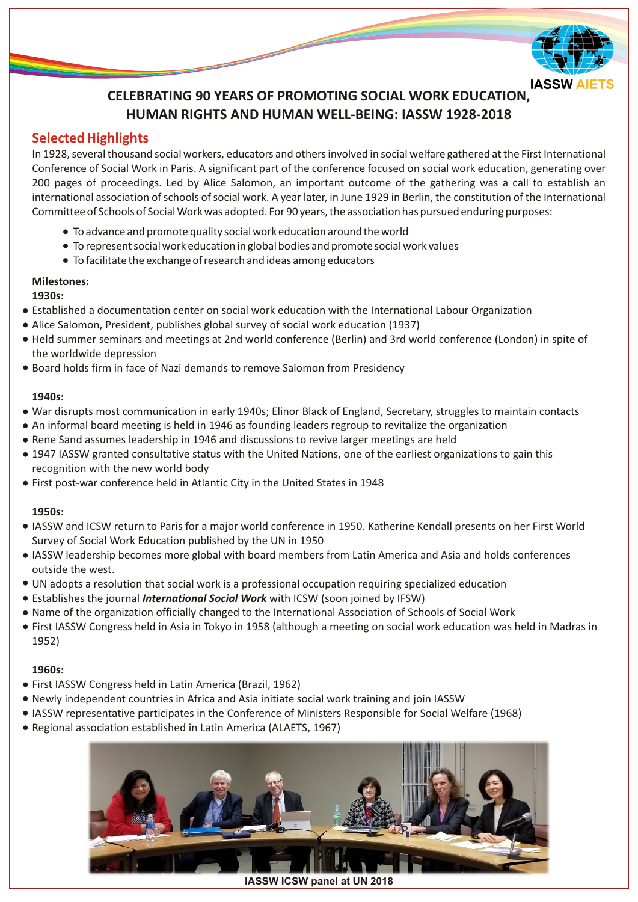# CELEBRATING 90 YEARS OF PROMOTING SOCIAL WORK EDUCATION, HUMAN RIGHTS AND HUMAN WELL-BEING: IASSW 1928-2018

## Selected Highlights

In 1928, several thousand social workers, educators and others involved in social welfare gathered at the First International Conference of Social Work in Paris. A significant part of the conference focused on social work education, generating over 200 pages of proceedings. Led by Alice Salomon, an important outcome of the gathering was a call to establish an international association of schools of social work. A year later, in June 1929 in Berlin, the constitution of the International Committee of Schools of Social Work was adopted. For 90 years, the association has pursued enduring purposes:

- To advance and promote quality social work education around the world
- To represent social work education in global bodies and promote social work values
- To facilitate the exchange of research and ideas among educators

**Milestones:**

**1930s:**

- Established a documentation center on social work education with the International Labour Organization
- Alice Salomon, President, publishes global survey of social work education (1937)
- Held summer seminars and meetings at 2nd world conference (Berlin) and 3rd world conference (London) in spite of the worldwide depression
- Board holds firm in face of Nazi demands to remove Salomon from Presidency

**1940s:**

- War disrupts most communication in early 1940s; Elinor Black of England, Secretary, struggles to maintain contacts
- An informal board meeting is held in 1946 as founding leaders regroup to revitalize the organization
- Rene Sand assumes leadership in 1946 and discussions to revive larger meetings are held
- 1947 IASSW granted consultative status with the United Nations, one of the earliest organizations to gain this recognition with the new world body
- First post-war conference held in Atlantic City in the United States in 1948

**1950s:**

- IASSW and ICSW return to Paris for a major world conference in 1950. Katherine Kendall presents on her First World Survey of Social Work Education published by the UN in 1950
- IASSW leadership becomes more global with board members from Latin America and Asia and holds conferences outside the west.
- UN adopts a resolution that social work is a professional occupation requiring specialized education
- Establishes the journal ***International Social Work*** with ICSW (soon joined by IFSW)
- Name of the organization officially changed to the International Association of Schools of Social Work
- First IASSW Congress held in Asia in Tokyo in 1958 (although a meeting on social work education was held in Madras in 1952)

**1960s:**

- First IASSW Congress held in Latin America (Brazil, 1962)
- Newly independent countries in Africa and Asia initiate social work training and join IASSW
- IASSW representative participates in the Conference of Ministers Responsible for Social Welfare (1968)
- Regional association established in Latin America (ALAETS, 1967)

**IASSW ICSW panel at UN 2018**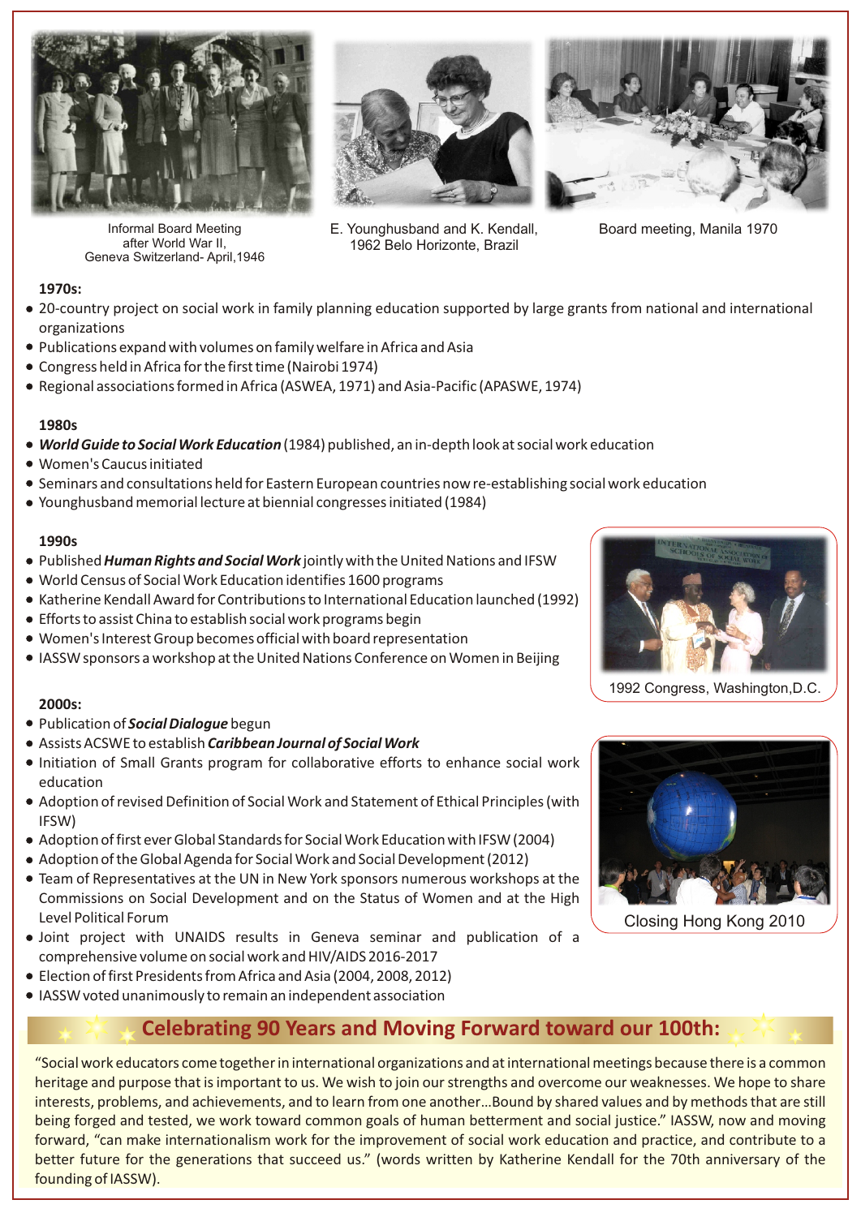Informal Board Meeting after World War II, Geneva Switzerland- April,1946

E. Younghusband and K. Kendall, 1962 Belo Horizonte, Brazil

Board meeting, Manila 1970

**1970s:**

- 20-country project on social work in family planning education supported by large grants from national and international organizations
- Publications expand with volumes on family welfare in Africa and Asia
- Congress held in Africa for the first time (Nairobi 1974)
- Regional associations formed in Africa (ASWEA, 1971) and Asia-Pacific (APASWE, 1974)

**1980s**

- ***World Guide to Social Work Education*** (1984) published, an in-depth look at social work education
- Women's Caucus initiated
- Seminars and consultations held for Eastern European countries now re-establishing social work education
- Younghusband memorial lecture at biennial congresses initiated (1984)

**1990s**

- Published ***Human Rights and Social Work*** jointly with the United Nations and IFSW
- World Census of Social Work Education identifies 1600 programs
- Katherine Kendall Award for Contributions to International Education launched (1992)
- Efforts to assist China to establish social work programs begin
- Women's Interest Group becomes official with board representation
- IASSW sponsors a workshop at the United Nations Conference on Women in Beijing

1992 Congress, Washington,D.C.

**2000s:**

- Publication of ***Social Dialogue*** begun
- Assists ACSWE to establish ***Caribbean Journal of Social Work***
- Initiation of Small Grants program for collaborative efforts to enhance social work education
- Adoption of revised Definition of Social Work and Statement of Ethical Principles (with IFSW)
- Adoption of first ever Global Standards for Social Work Education with IFSW (2004)
- Adoption of the Global Agenda for Social Work and Social Development (2012)
- Team of Representatives at the UN in New York sponsors numerous workshops at the Commissions on Social Development and on the Status of Women and at the High Level Political Forum
- Joint project with UNAIDS results in Geneva seminar and publication of a comprehensive volume on social work and HIV/AIDS 2016-2017
- Election of first Presidents from Africa and Asia (2004, 2008, 2012)
- IASSW voted unanimously to remain an independent association

Closing Hong Kong 2010

## Celebrating 90 Years and Moving Forward toward our 100th:

"Social work educators come together in international organizations and at international meetings because there is a common heritage and purpose that is important to us. We wish to join our strengths and overcome our weaknesses. We hope to share interests, problems, and achievements, and to learn from one another...Bound by shared values and by methods that are still being forged and tested, we work toward common goals of human betterment and social justice." IASSW, now and moving forward, "can make internationalism work for the improvement of social work education and practice, and contribute to a better future for the generations that succeed us." (words written by Katherine Kendall for the 70th anniversary of the founding of IASSW).